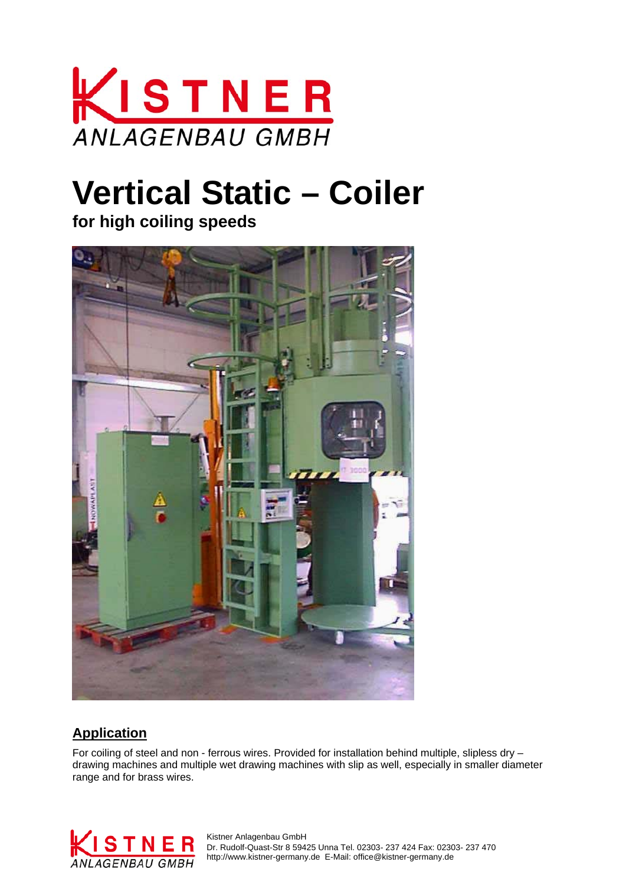# Vertical Static – Coiler

**for high coiling speeds**

## Application

For coiling of steel and non - ferrous wires. Provided for installation behind multiple, slipless dry – drawing machines and multiple wet drawing machines with slip as well, especially in smaller diameter range and for brass wires.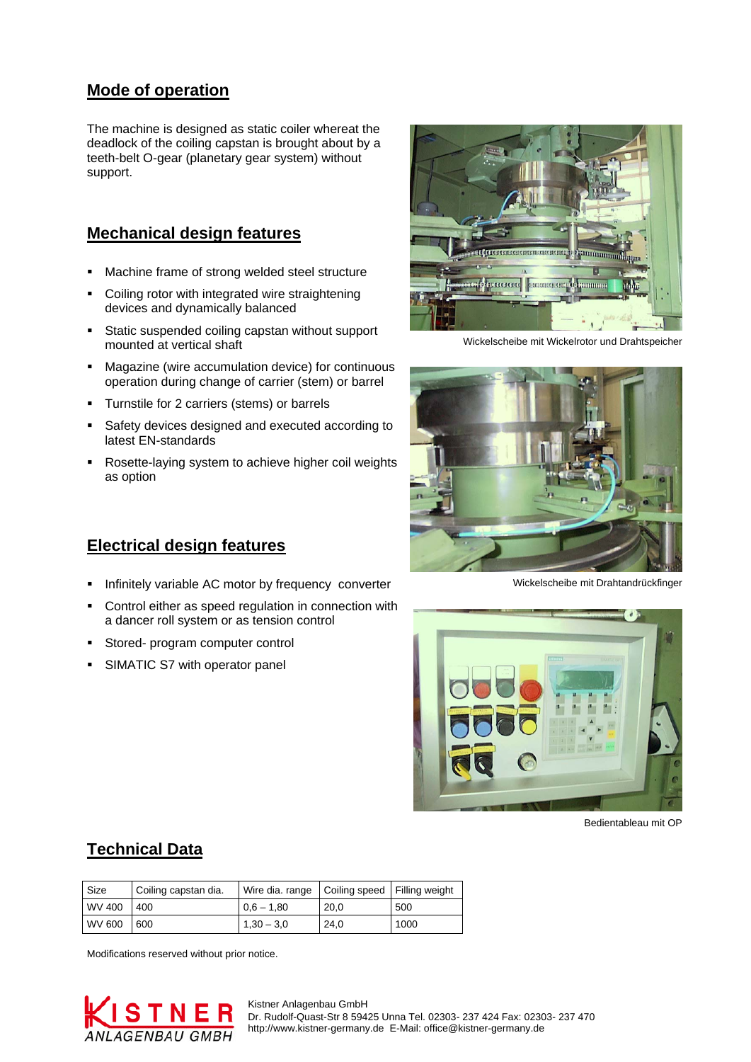## Mode of operation

The machine is designed as static coiler whereat the deadlock of the coiling capstan is brought about by a teeth-belt O-gear (planetary gear system) without support.

## Mechanical design features

- Machine frame of strong welded steel structure
- Coiling rotor with integrated wire straightening devices and dynamically balanced
- Static suspended coiling capstan without support mounted at vertical shaft
- Magazine (wire accumulation device) for continuous operation during change of carrier (stem) or barrel
- Turnstile for 2 carriers (stems) or barrels
- Safety devices designed and executed according to latest EN-standards
- Rosette-laying system to achieve higher coil weights as option

Wickelscheibe mit Wickelrotor und Drahtspeicher

Wickelscheibe mit Drahtandrückfinger

## Electrical design features

- Infinitely variable AC motor by frequency converter
- Control either as speed regulation in connection with a dancer roll system or as tension control
- Stored- program computer control
- SIMATIC S7 with operator panel

Bedientableau mit OP

## Technical Data

| Size | Coiling capstan dia. | Wire dia. range | Coiling speed | Filling weight |
|---|---|---|---|---|
| WV 400 | 400 | 0,6 – 1,80 | 20,0 | 500 |
| WV 600 | 600 | 1,30 – 3,0 | 24,0 | 1000 |

Modifications reserved without prior notice.

KISTNER ANLAGENBAU GMBH

Kistner Anlagenbau GmbH
Dr. Rudolf-Quast-Str 8 59425 Unna Tel. 02303- 237 424 Fax: 02303- 237 470
http://www.kistner-germany.de E-Mail: office@kistner-germany.de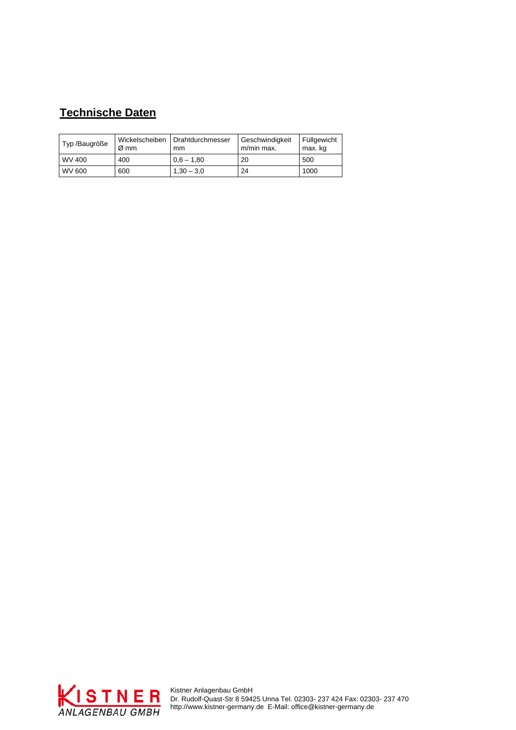## Technische Daten

| Typ /Baugröße | Wickelscheiben Ø mm | Drahtdurchmesser mm | Geschwindigkeit m/min max. | Füllgewicht max. kg |
|---|---|---|---|---|
| WV 400 | 400 | 0,6 – 1,80 | 20 | 500 |
| WV 600 | 600 | 1,30 – 3,0 | 24 | 1000 |

KISTNER ANLAGENBAU GMBH

Kistner Anlagenbau GmbH
Dr. Rudolf-Quast-Str 8 59425 Unna Tel. 02303- 237 424 Fax: 02303- 237 470
http://www.kistner-germany.de E-Mail: office@kistner-germany.de